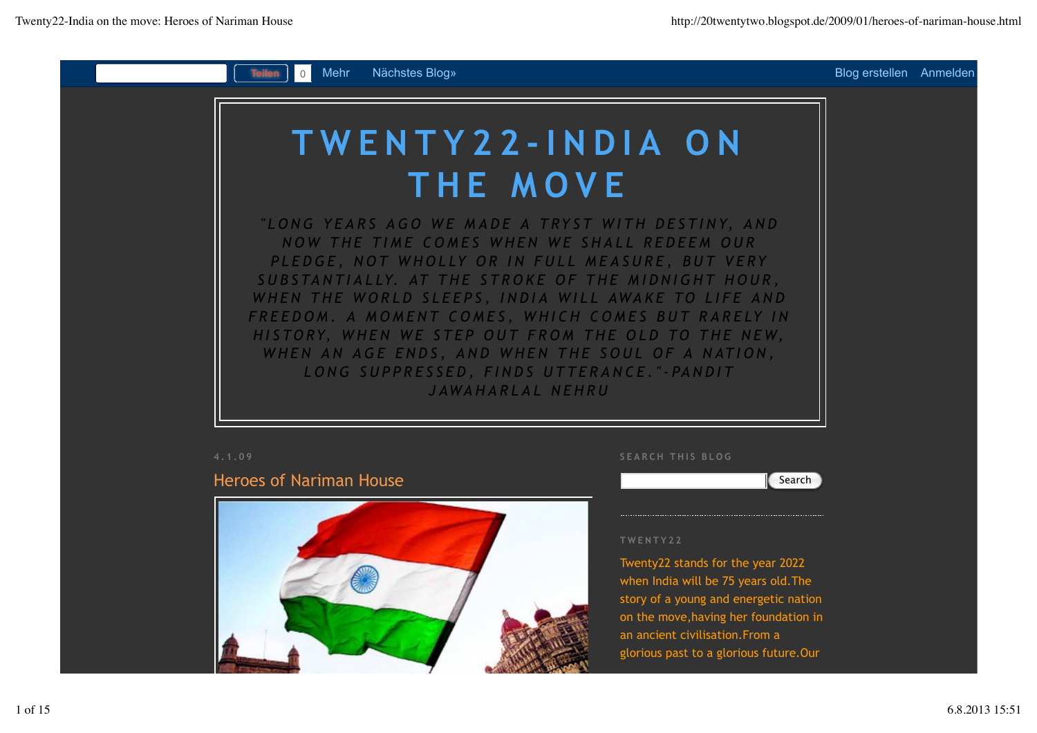Mehr Nächstes Blog» Blog erstellen Anmelden

# TWENTY22-INDIA ON THE MOVE

*"LONG YEARS AGO WE MADE A TRYST WITH DESTINY, AND NOW THE TIME COMES WHEN WE SHALL REDEEM OUR PLEDGE, NOT WHOLLY OR IN FULL MEASURE, BUT VERY SUBSTANTIALLY. AT THE STROKE OF THE MIDNIGHT HOUR, WHEN THE WORLD SLEEPS, INDIA WILL AWAKE TO LIFE AND FREEDOM. A MOMENT COMES, WHICH COMES BUT RARELY IN HISTORY, WHEN WE STEP OUT FROM THE OLD TO THE NEW, WHEN AN AGE ENDS, AND WHEN THE SOUL OF A NATION, LONG SUPPRESSED, FINDS UTTERANCE."-PANDIT JAWAHARLAL NEHRU*

4.1.09

## Heroes of Nariman House

SEARCH THIS BLOG

TWENTY22

Twenty22 stands for the year 2022 when India will be 75 years old.The story of a young and energetic nation on the move,having her foundation in an ancient civilisation.From a glorious past to a glorious future.Our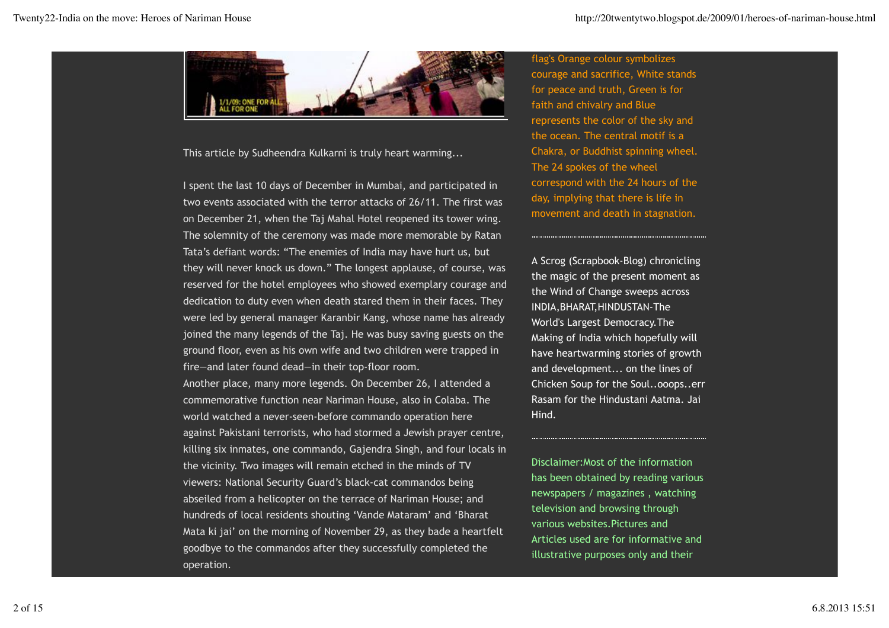This article by Sudheendra Kulkarni is truly heart warming...

I spent the last 10 days of December in Mumbai, and participated in two events associated with the terror attacks of 26/11. The first was on December 21, when the Taj Mahal Hotel reopened its tower wing. The solemnity of the ceremony was made more memorable by Ratan Tata's defiant words: "The enemies of India may have hurt us, but they will never knock us down." The longest applause, of course, was reserved for the hotel employees who showed exemplary courage and dedication to duty even when death stared them in their faces. They were led by general manager Karanbir Kang, whose name has already joined the many legends of the Taj. He was busy saving guests on the ground floor, even as his own wife and two children were trapped in fire—and later found dead—in their top-floor room.
Another place, many more legends. On December 26, I attended a commemorative function near Nariman House, also in Colaba. The world watched a never-seen-before commando operation here against Pakistani terrorists, who had stormed a Jewish prayer centre, killing six inmates, one commando, Gajendra Singh, and four locals in the vicinity. Two images will remain etched in the minds of TV viewers: National Security Guard's black-cat commandos being abseiled from a helicopter on the terrace of Nariman House; and hundreds of local residents shouting 'Vande Mataram' and 'Bharat Mata ki jai' on the morning of November 29, as they bade a heartfelt goodbye to the commandos after they successfully completed the operation.

flag's Orange colour symbolizes courage and sacrifice, White stands for peace and truth, Green is for faith and chivalry and Blue represents the color of the sky and the ocean. The central motif is a Chakra, or Buddhist spinning wheel. The 24 spokes of the wheel correspond with the 24 hours of the day, implying that there is life in movement and death in stagnation.

A Scrog (Scrapbook-Blog) chronicling the magic of the present moment as the Wind of Change sweeps across INDIA,BHARAT,HINDUSTAN-The World's Largest Democracy.The Making of India which hopefully will have heartwarming stories of growth and development... on the lines of Chicken Soup for the Soul..ooops..err Rasam for the Hindustani Aatma. Jai Hind.

Disclaimer:Most of the information has been obtained by reading various newspapers / magazines , watching television and browsing through various websites.Pictures and Articles used are for informative and illustrative purposes only and their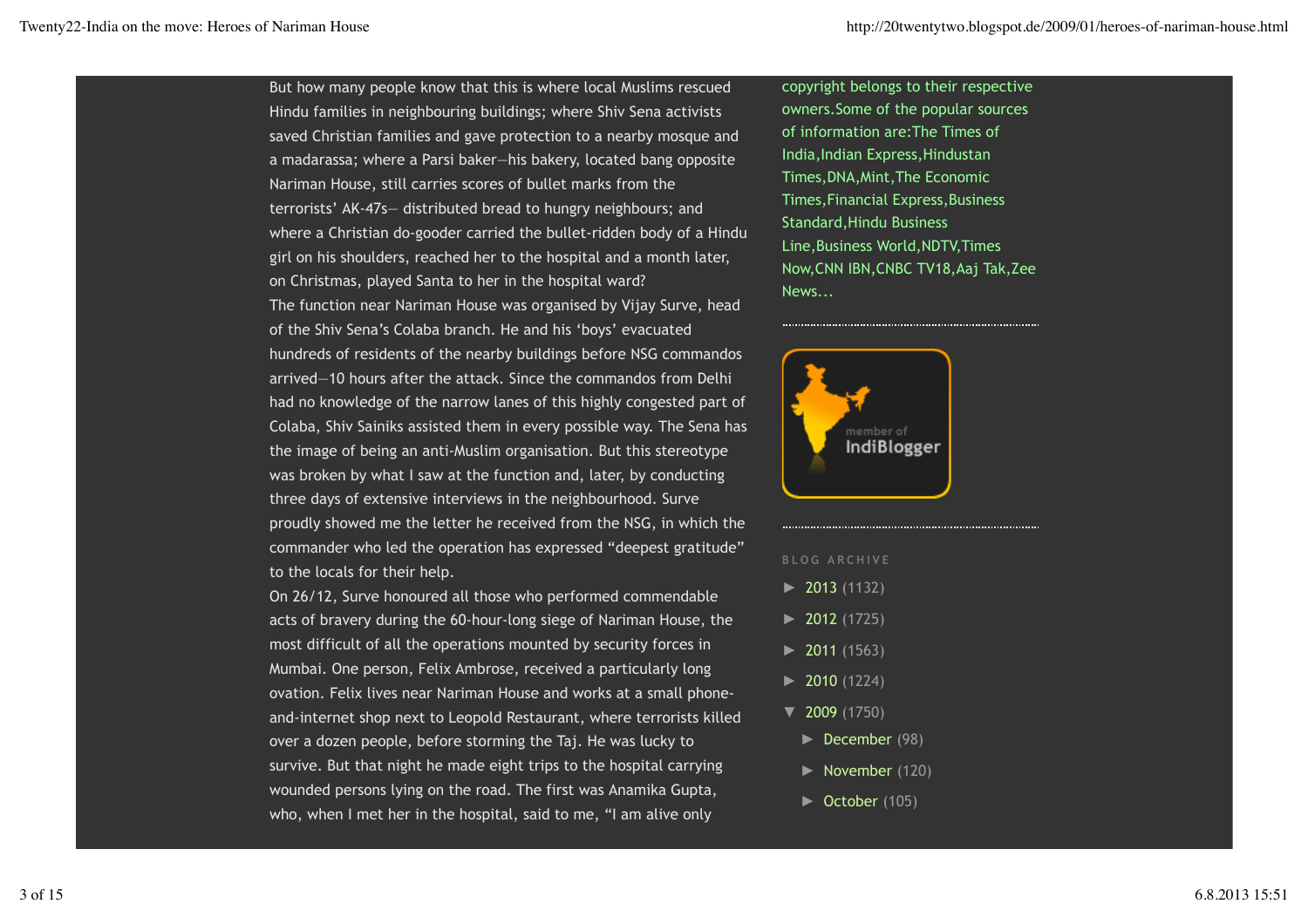But how many people know that this is where local Muslims rescued Hindu families in neighbouring buildings; where Shiv Sena activists saved Christian families and gave protection to a nearby mosque and a madarassa; where a Parsi baker—his bakery, located bang opposite Nariman House, still carries scores of bullet marks from the terrorists' AK-47s— distributed bread to hungry neighbours; and where a Christian do-gooder carried the bullet-ridden body of a Hindu girl on his shoulders, reached her to the hospital and a month later, on Christmas, played Santa to her in the hospital ward?

The function near Nariman House was organised by Vijay Surve, head of the Shiv Sena's Colaba branch. He and his 'boys' evacuated hundreds of residents of the nearby buildings before NSG commandos arrived—10 hours after the attack. Since the commandos from Delhi had no knowledge of the narrow lanes of this highly congested part of Colaba, Shiv Sainiks assisted them in every possible way. The Sena has the image of being an anti-Muslim organisation. But this stereotype was broken by what I saw at the function and, later, by conducting three days of extensive interviews in the neighbourhood. Surve proudly showed me the letter he received from the NSG, in which the commander who led the operation has expressed "deepest gratitude" to the locals for their help.

On 26/12, Surve honoured all those who performed commendable acts of bravery during the 60-hour-long siege of Nariman House, the most difficult of all the operations mounted by security forces in Mumbai. One person, Felix Ambrose, received a particularly long ovation. Felix lives near Nariman House and works at a small phone-and-internet shop next to Leopold Restaurant, where terrorists killed over a dozen people, before storming the Taj. He was lucky to survive. But that night he made eight trips to the hospital carrying wounded persons lying on the road. The first was Anamika Gupta, who, when I met her in the hospital, said to me, "I am alive only

copyright belongs to their respective owners.Some of the popular sources of information are:The Times of India,Indian Express,Hindustan Times,DNA,Mint,The Economic Times,Financial Express,Business Standard,Hindu Business Line,Business World,NDTV,Times Now,CNN IBN,CNBC TV18,Aaj Tak,Zee News...

member of IndiBlogger

BLOG ARCHIVE

- ► 2013 (1132)
- ► 2012 (1725)
- ► 2011 (1563)
- ► 2010 (1224)
- ▼ 2009 (1750)
  - ► December (98)
  - ► November (120)
  - ► October (105)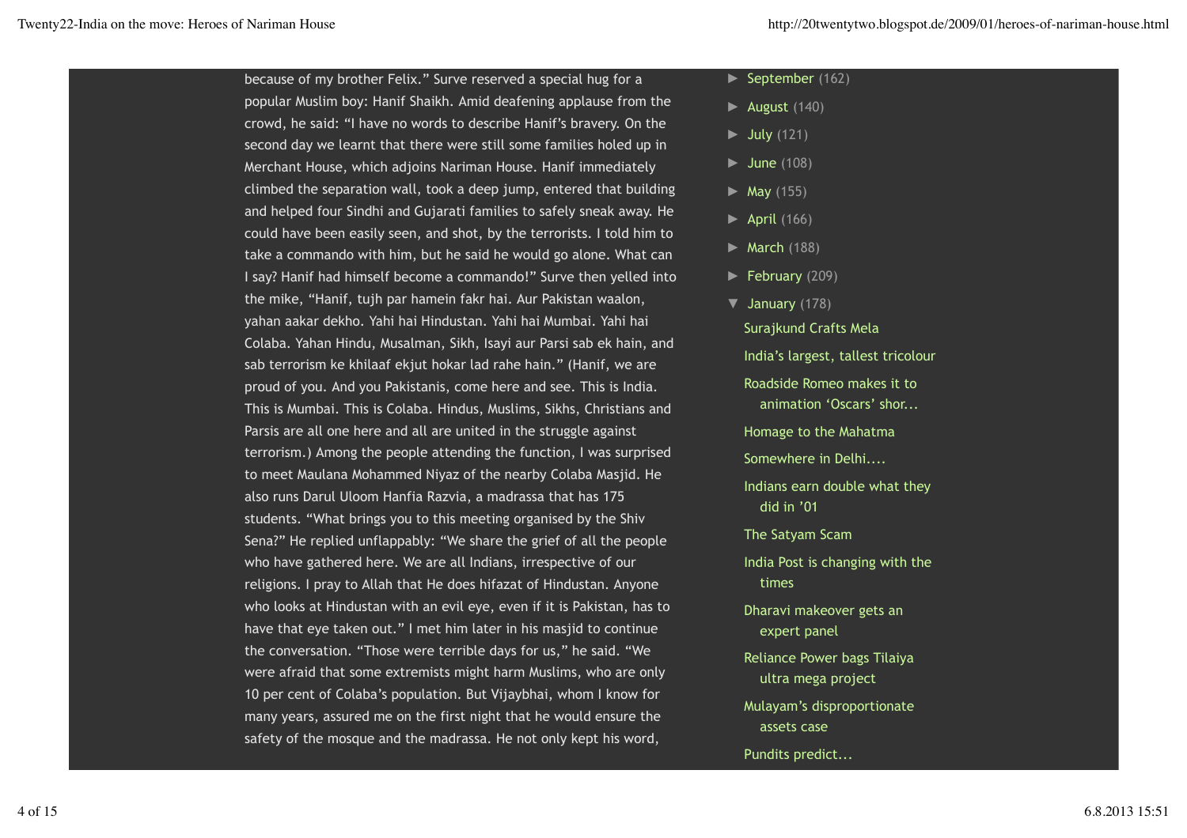because of my brother Felix." Surve reserved a special hug for a popular Muslim boy: Hanif Shaikh. Amid deafening applause from the crowd, he said: "I have no words to describe Hanif's bravery. On the second day we learnt that there were still some families holed up in Merchant House, which adjoins Nariman House. Hanif immediately climbed the separation wall, took a deep jump, entered that building and helped four Sindhi and Gujarati families to safely sneak away. He could have been easily seen, and shot, by the terrorists. I told him to take a commando with him, but he said he would go alone. What can I say? Hanif had himself become a commando!" Surve then yelled into the mike, "Hanif, tujh par hamein fakr hai. Aur Pakistan waalon, yahan aakar dekho. Yahi hai Hindustan. Yahi hai Mumbai. Yahi hai Colaba. Yahan Hindu, Musalman, Sikh, Isayi aur Parsi sab ek hain, and sab terrorism ke khilaaf ekjut hokar lad rahe hain." (Hanif, we are proud of you. And you Pakistanis, come here and see. This is India. This is Mumbai. This is Colaba. Hindus, Muslims, Sikhs, Christians and Parsis are all one here and all are united in the struggle against terrorism.) Among the people attending the function, I was surprised to meet Maulana Mohammed Niyaz of the nearby Colaba Masjid. He also runs Darul Uloom Hanfia Razvia, a madrassa that has 175 students. "What brings you to this meeting organised by the Shiv Sena?" He replied unflappably: "We share the grief of all the people who have gathered here. We are all Indians, irrespective of our religions. I pray to Allah that He does hifazat of Hindustan. Anyone who looks at Hindustan with an evil eye, even if it is Pakistan, has to have that eye taken out." I met him later in his masjid to continue the conversation. "Those were terrible days for us," he said. "We were afraid that some extremists might harm Muslims, who are only 10 per cent of Colaba's population. But Vijaybhai, whom I know for many years, assured me on the first night that he would ensure the safety of the mosque and the madrassa. He not only kept his word,

- ► September (162)
- ► August (140)
- ► July (121)
- ► June (108)
- ► May (155)
- ► April (166)
- ► March (188)
- ► February (209)
- ▼ January (178)
  - Surajkund Crafts Mela
  - India's largest, tallest tricolour
  - Roadside Romeo makes it to animation 'Oscars' shor...
  - Homage to the Mahatma
  - Somewhere in Delhi....
  - Indians earn double what they did in '01
  - The Satyam Scam
  - India Post is changing with the times
  - Dharavi makeover gets an expert panel
  - Reliance Power bags Tilaiya ultra mega project
  - Mulayam's disproportionate assets case
  - Pundits predict...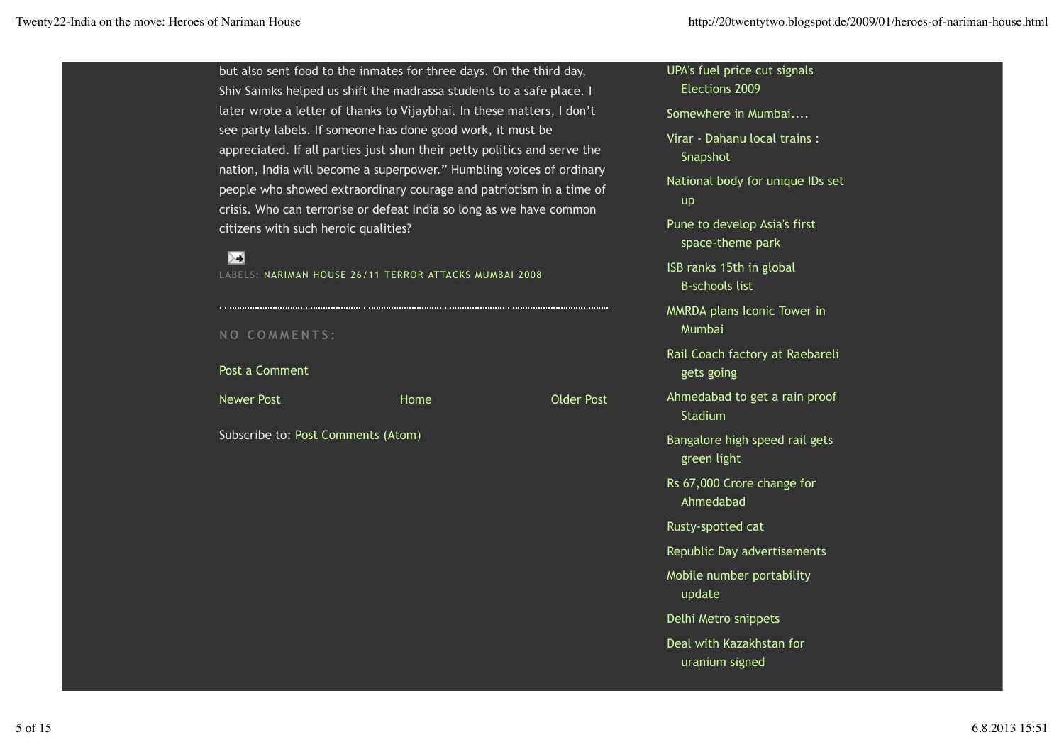but also sent food to the inmates for three days. On the third day, Shiv Sainiks helped us shift the madrassa students to a safe place. I later wrote a letter of thanks to Vijaybhai. In these matters, I don't see party labels. If someone has done good work, it must be appreciated. If all parties just shun their petty politics and serve the nation, India will become a superpower." Humbling voices of ordinary people who showed extraordinary courage and patriotism in a time of crisis. Who can terrorise or defeat India so long as we have common citizens with such heroic qualities?

LABELS: NARIMAN HOUSE 26/11 TERROR ATTACKS MUMBAI 2008

---

NO COMMENTS:

Post a Comment

Newer Post Home Older Post

Subscribe to: Post Comments (Atom)

- UPA's fuel price cut signals Elections 2009
- Somewhere in Mumbai....
- Virar - Dahanu local trains : Snapshot
- National body for unique IDs set up
- Pune to develop Asia's first space-theme park
- ISB ranks 15th in global B-schools list
- MMRDA plans Iconic Tower in Mumbai
- Rail Coach factory at Raebareli gets going
- Ahmedabad to get a rain proof Stadium
- Bangalore high speed rail gets green light
- Rs 67,000 Crore change for Ahmedabad
- Rusty-spotted cat
- Republic Day advertisements
- Mobile number portability update
- Delhi Metro snippets
- Deal with Kazakhstan for uranium signed